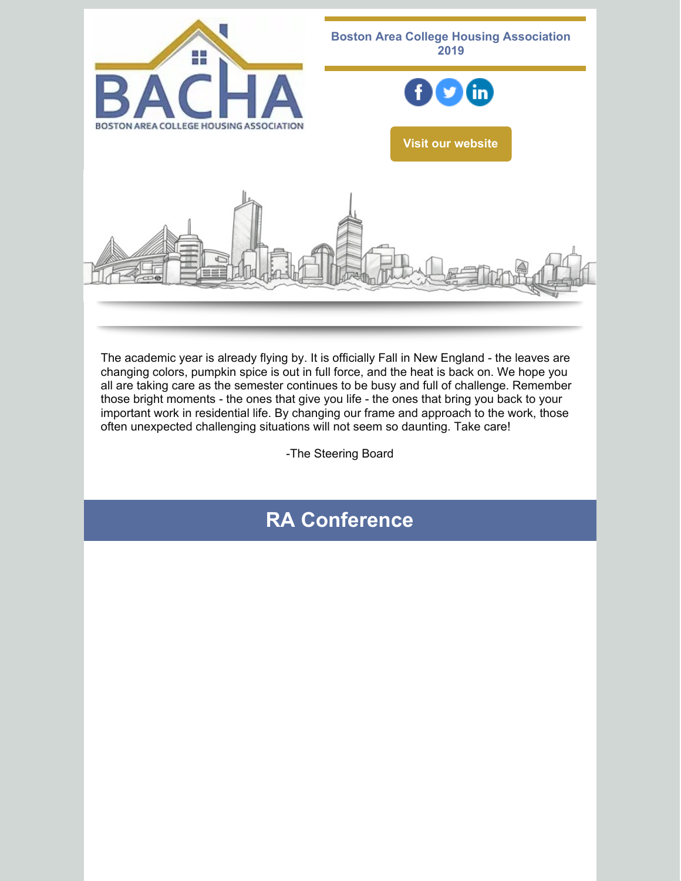**Boston Area College Housing Association 2019**

Visit our website

The academic year is already flying by. It is officially Fall in New England - the leaves are changing colors, pumpkin spice is out in full force, and the heat is back on. We hope you all are taking care as the semester continues to be busy and full of challenge. Remember those bright moments - the ones that give you life - the ones that bring you back to your important work in residential life. By changing our frame and approach to the work, those often unexpected challenging situations will not seem so daunting. Take care!

-The Steering Board

## RA Conference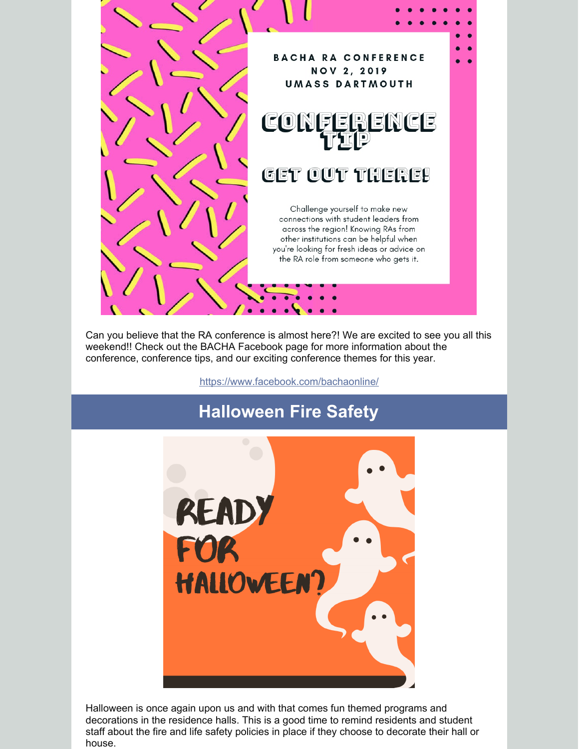BACHA RA CONFERENCE
NOV 2, 2019
UMASS DARTMOUTH

CONFERENCE TIP

GET OUT THERE!

Challenge yourself to make new connections with student leaders from across the region! Knowing RAs from other institutions can be helpful when you're looking for fresh ideas or advice on the RA role from someone who gets it.

Can you believe that the RA conference is almost here?! We are excited to see you all this weekend!! Check out the BACHA Facebook page for more information about the conference, conference tips, and our exciting conference themes for this year.

https://www.facebook.com/bachaonline/

## Halloween Fire Safety

READY FOR HALLOWEEN?

Halloween is once again upon us and with that comes fun themed programs and decorations in the residence halls. This is a good time to remind residents and student staff about the fire and life safety policies in place if they choose to decorate their hall or house.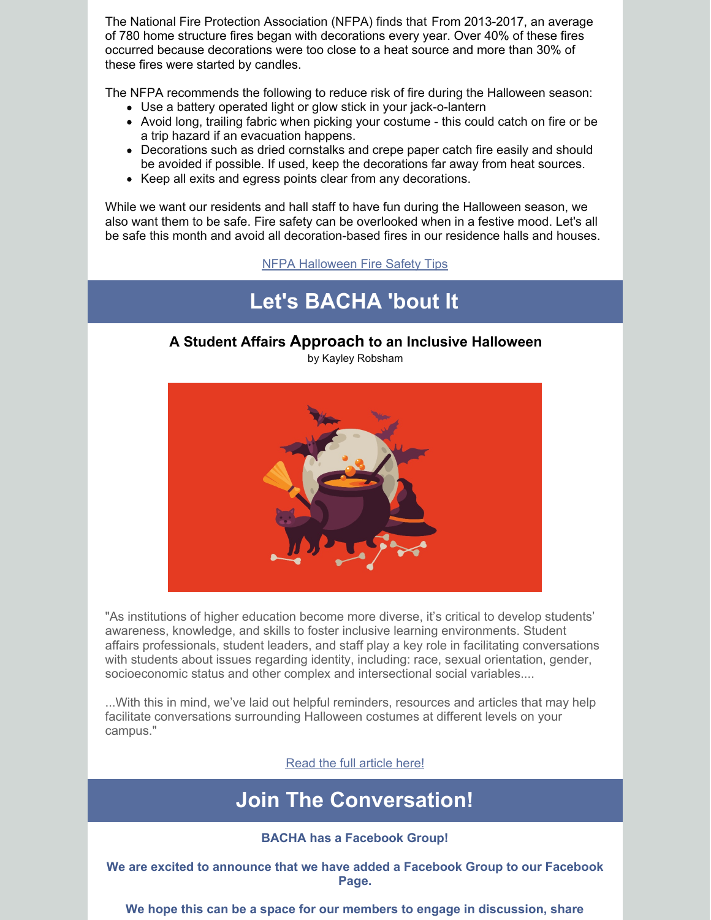The National Fire Protection Association (NFPA) finds that From 2013-2017, an average of 780 home structure fires began with decorations every year. Over 40% of these fires occurred because decorations were too close to a heat source and more than 30% of these fires were started by candles.

The NFPA recommends the following to reduce risk of fire during the Halloween season:

- Use a battery operated light or glow stick in your jack-o-lantern
- Avoid long, trailing fabric when picking your costume - this could catch on fire or be a trip hazard if an evacuation happens.
- Decorations such as dried cornstalks and crepe paper catch fire easily and should be avoided if possible. If used, keep the decorations far away from heat sources.
- Keep all exits and egress points clear from any decorations.

While we want our residents and hall staff to have fun during the Halloween season, we also want them to be safe. Fire safety can be overlooked when in a festive mood. Let's all be safe this month and avoid all decoration-based fires in our residence halls and houses.

NFPA Halloween Fire Safety Tips

# Let's BACHA 'bout It

### A Student Affairs Approach to an Inclusive Halloween

by Kayley Robsham

"As institutions of higher education become more diverse, it's critical to develop students' awareness, knowledge, and skills to foster inclusive learning environments. Student affairs professionals, student leaders, and staff play a key role in facilitating conversations with students about issues regarding identity, including: race, sexual orientation, gender, socioeconomic status and other complex and intersectional social variables....

...With this in mind, we've laid out helpful reminders, resources and articles that may help facilitate conversations surrounding Halloween costumes at different levels on your campus."

Read the full article here!

# Join The Conversation!

**BACHA has a Facebook Group!**

**We are excited to announce that we have added a Facebook Group to our Facebook Page.**

**We hope this can be a space for our members to engage in discussion, share**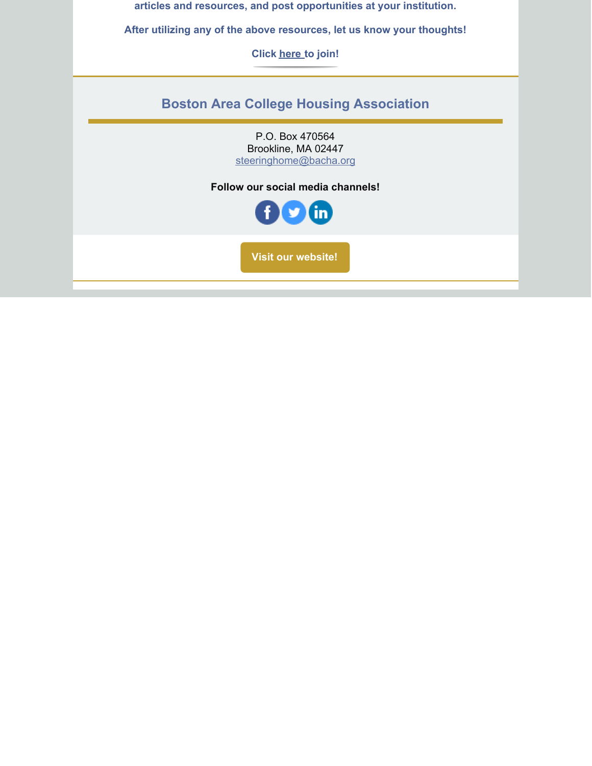**articles and resources, and post opportunities at your institution.**

**After utilizing any of the above resources, let us know your thoughts!**

**Click here to join!**

## Boston Area College Housing Association

P.O. Box 470564
Brookline, MA 02447
steeringhome@bacha.org

**Follow our social media channels!**

**Visit our website!**